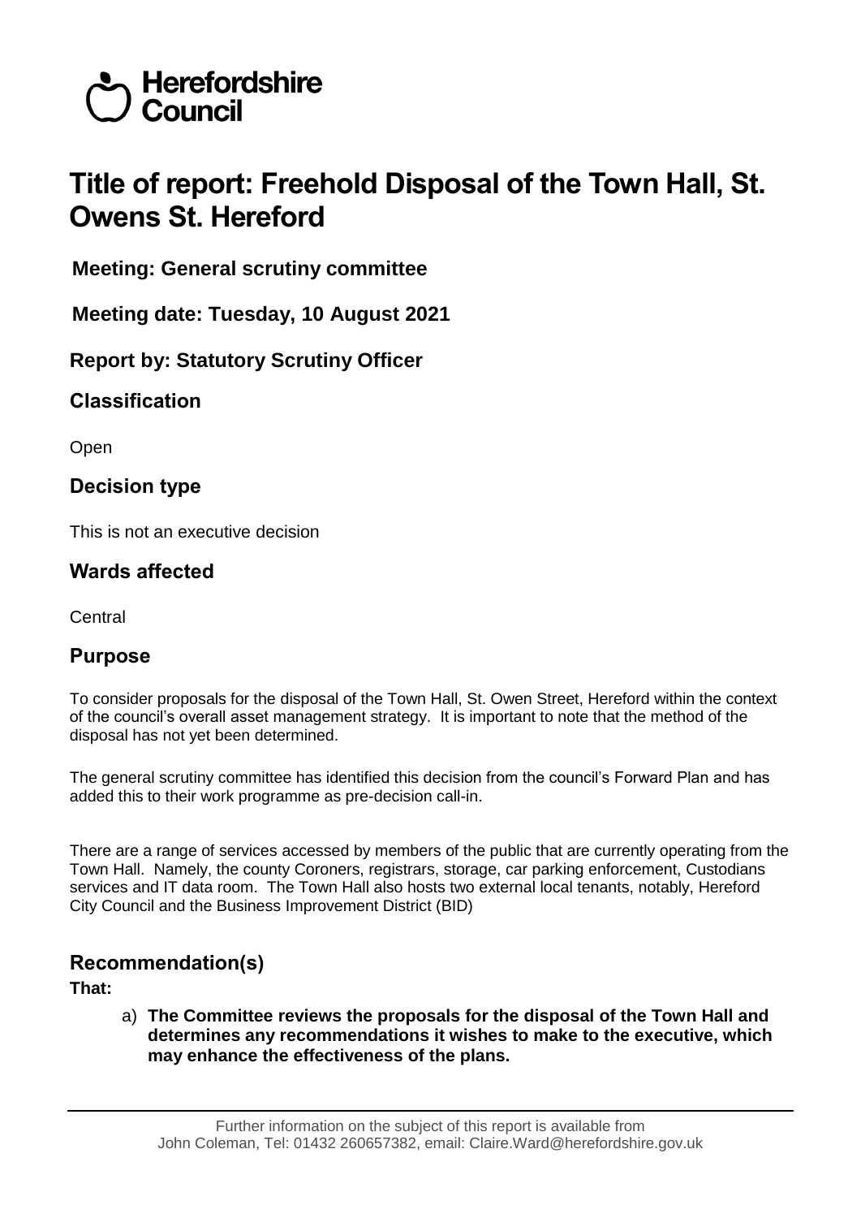Herefordshire Council

# Title of report: Freehold Disposal of the Town Hall, St. Owens St. Hereford

**Meeting: General scrutiny committee**

**Meeting date: Tuesday, 10 August 2021**

**Report by: Statutory Scrutiny Officer**

## Classification

Open

## Decision type

This is not an executive decision

## Wards affected

Central

## Purpose

To consider proposals for the disposal of the Town Hall, St. Owen Street, Hereford within the context of the council's overall asset management strategy. It is important to note that the method of the disposal has not yet been determined.

The general scrutiny committee has identified this decision from the council's Forward Plan and has added this to their work programme as pre-decision call-in.

There are a range of services accessed by members of the public that are currently operating from the Town Hall. Namely, the county Coroners, registrars, storage, car parking enforcement, Custodians services and IT data room. The Town Hall also hosts two external local tenants, notably, Hereford City Council and the Business Improvement District (BID)

## Recommendation(s)

**That:**

a) **The Committee reviews the proposals for the disposal of the Town Hall and determines any recommendations it wishes to make to the executive, which may enhance the effectiveness of the plans.**

Further information on the subject of this report is available from John Coleman, Tel: 01432 260657382, email: Claire.Ward@herefordshire.gov.uk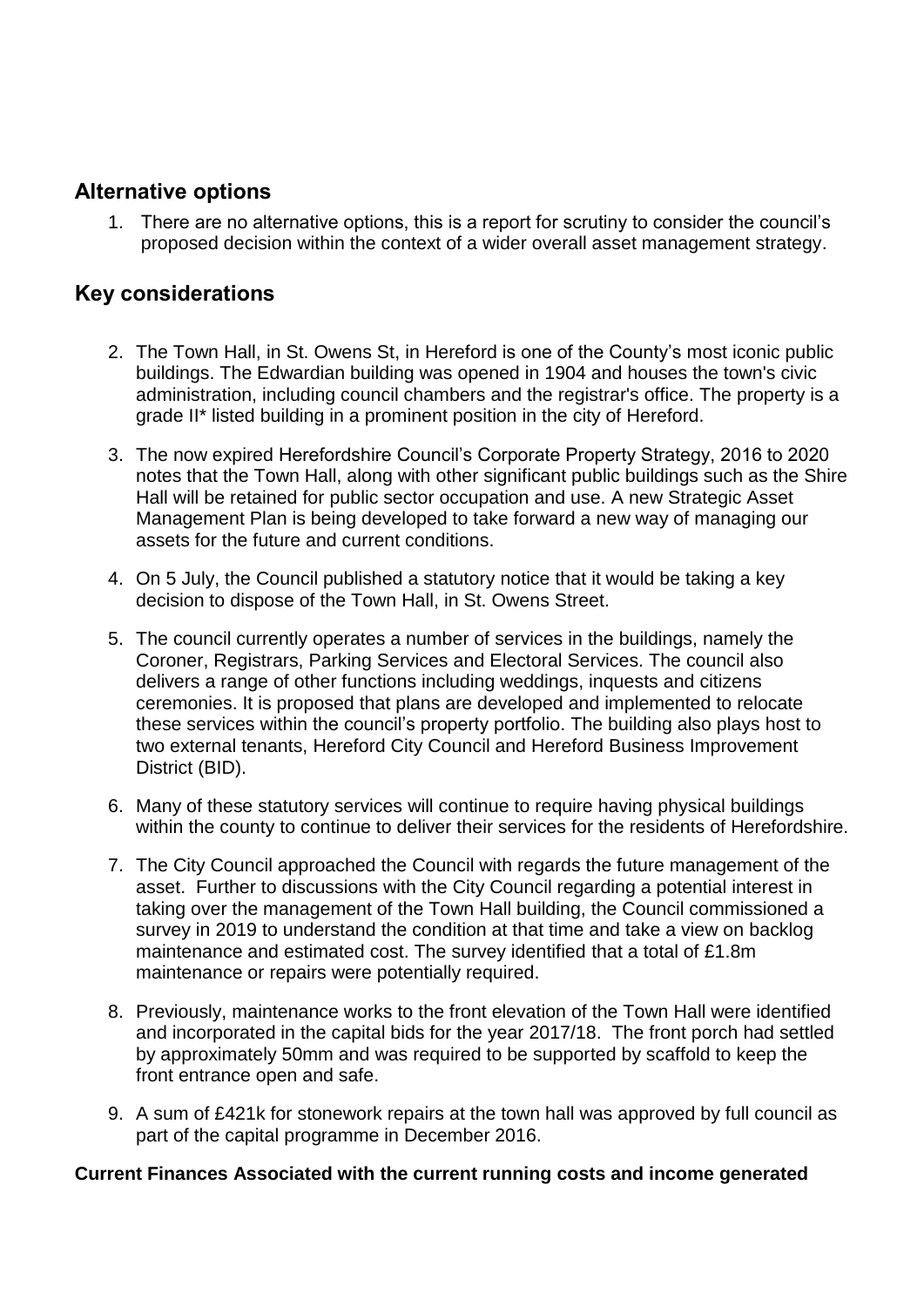## Alternative options

1. There are no alternative options, this is a report for scrutiny to consider the council's proposed decision within the context of a wider overall asset management strategy.

## Key considerations

2. The Town Hall, in St. Owens St, in Hereford is one of the County's most iconic public buildings. The Edwardian building was opened in 1904 and houses the town's civic administration, including council chambers and the registrar's office. The property is a grade II* listed building in a prominent position in the city of Hereford.
3. The now expired Herefordshire Council's Corporate Property Strategy, 2016 to 2020 notes that the Town Hall, along with other significant public buildings such as the Shire Hall will be retained for public sector occupation and use. A new Strategic Asset Management Plan is being developed to take forward a new way of managing our assets for the future and current conditions.
4. On 5 July, the Council published a statutory notice that it would be taking a key decision to dispose of the Town Hall, in St. Owens Street.
5. The council currently operates a number of services in the buildings, namely the Coroner, Registrars, Parking Services and Electoral Services. The council also delivers a range of other functions including weddings, inquests and citizens ceremonies. It is proposed that plans are developed and implemented to relocate these services within the council's property portfolio. The building also plays host to two external tenants, Hereford City Council and Hereford Business Improvement District (BID).
6. Many of these statutory services will continue to require having physical buildings within the county to continue to deliver their services for the residents of Herefordshire.
7. The City Council approached the Council with regards the future management of the asset. Further to discussions with the City Council regarding a potential interest in taking over the management of the Town Hall building, the Council commissioned a survey in 2019 to understand the condition at that time and take a view on backlog maintenance and estimated cost. The survey identified that a total of £1.8m maintenance or repairs were potentially required.
8. Previously, maintenance works to the front elevation of the Town Hall were identified and incorporated in the capital bids for the year 2017/18. The front porch had settled by approximately 50mm and was required to be supported by scaffold to keep the front entrance open and safe.
9. A sum of £421k for stonework repairs at the town hall was approved by full council as part of the capital programme in December 2016.

**Current Finances Associated with the current running costs and income generated**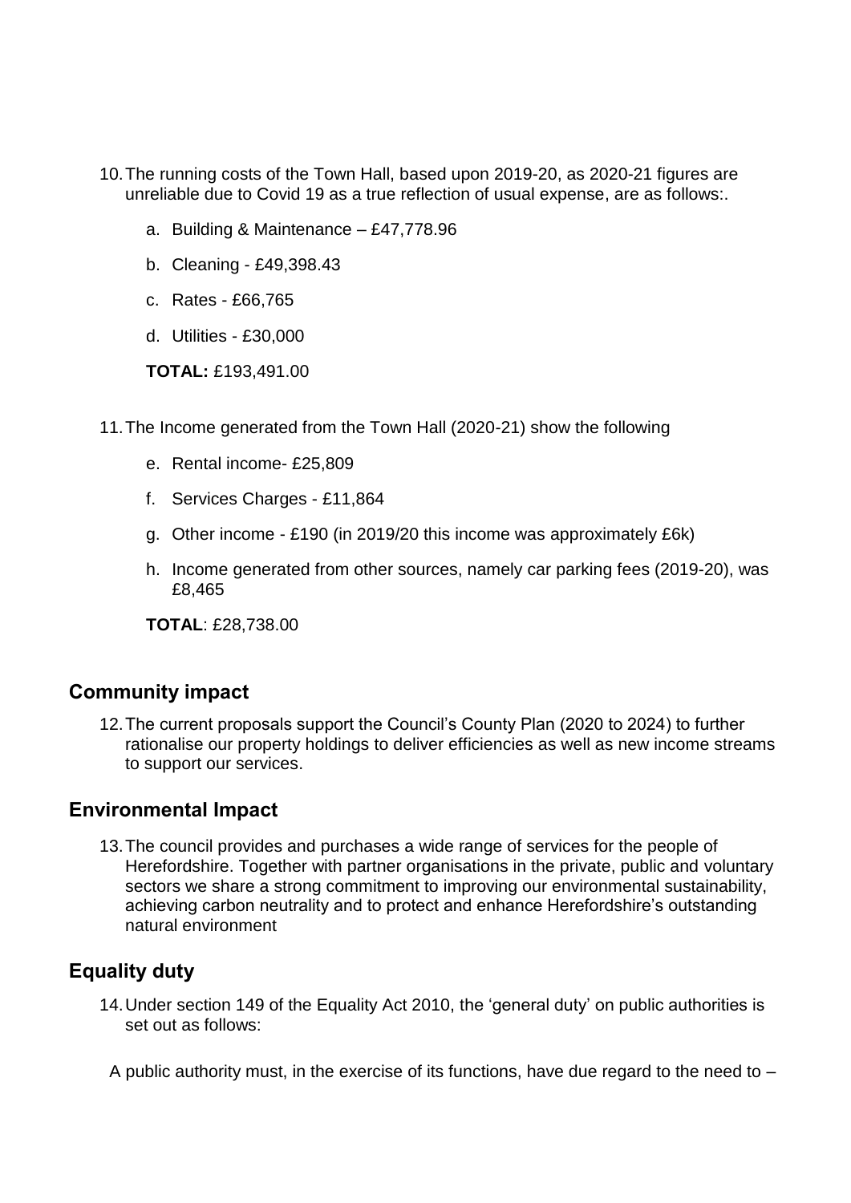10. The running costs of the Town Hall, based upon 2019-20, as 2020-21 figures are unreliable due to Covid 19 as a true reflection of usual expense, are as follows:.

    a. Building & Maintenance – £47,778.96

    b. Cleaning - £49,398.43

    c. Rates - £66,765

    d. Utilities - £30,000

    **TOTAL:** £193,491.00

11. The Income generated from the Town Hall (2020-21) show the following

    e. Rental income- £25,809

    f. Services Charges - £11,864

    g. Other income - £190 (in 2019/20 this income was approximately £6k)

    h. Income generated from other sources, namely car parking fees (2019-20), was £8,465

    **TOTAL**: £28,738.00

## Community impact

12. The current proposals support the Council's County Plan (2020 to 2024) to further rationalise our property holdings to deliver efficiencies as well as new income streams to support our services.

## Environmental Impact

13. The council provides and purchases a wide range of services for the people of Herefordshire. Together with partner organisations in the private, public and voluntary sectors we share a strong commitment to improving our environmental sustainability, achieving carbon neutrality and to protect and enhance Herefordshire's outstanding natural environment

## Equality duty

14. Under section 149 of the Equality Act 2010, the 'general duty' on public authorities is set out as follows:

A public authority must, in the exercise of its functions, have due regard to the need to –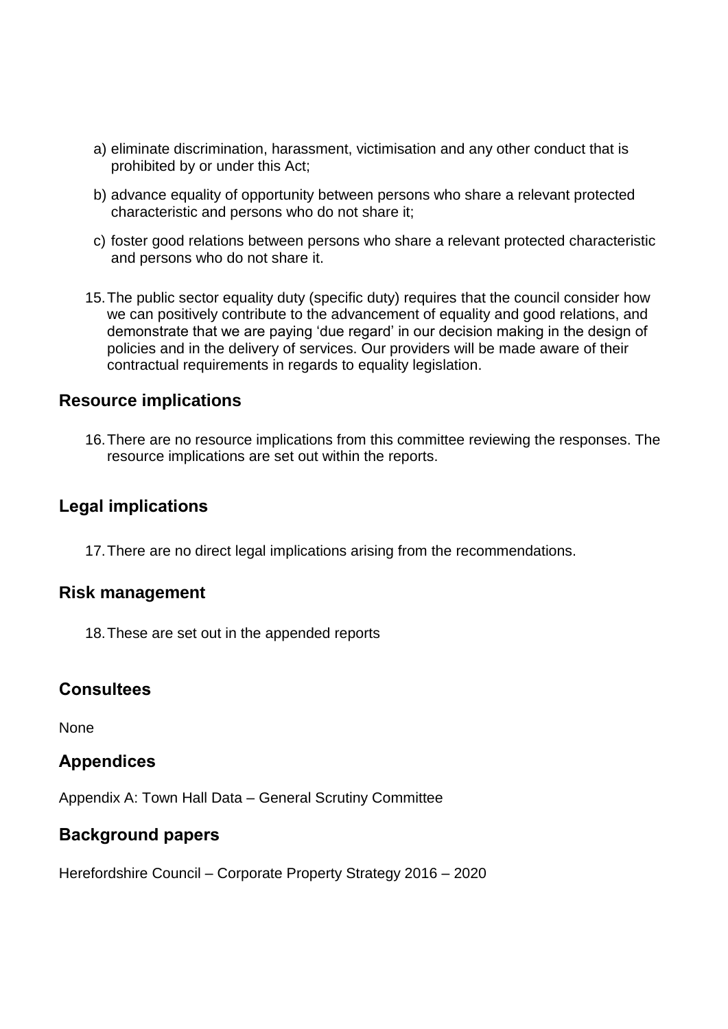a) eliminate discrimination, harassment, victimisation and any other conduct that is prohibited by or under this Act;

b) advance equality of opportunity between persons who share a relevant protected characteristic and persons who do not share it;

c) foster good relations between persons who share a relevant protected characteristic and persons who do not share it.

15. The public sector equality duty (specific duty) requires that the council consider how we can positively contribute to the advancement of equality and good relations, and demonstrate that we are paying 'due regard' in our decision making in the design of policies and in the delivery of services. Our providers will be made aware of their contractual requirements in regards to equality legislation.

## Resource implications

16. There are no resource implications from this committee reviewing the responses. The resource implications are set out within the reports.

## Legal implications

17. There are no direct legal implications arising from the recommendations.

## Risk management

18. These are set out in the appended reports

## Consultees

None

## Appendices

Appendix A: Town Hall Data – General Scrutiny Committee

## Background papers

Herefordshire Council – Corporate Property Strategy 2016 – 2020